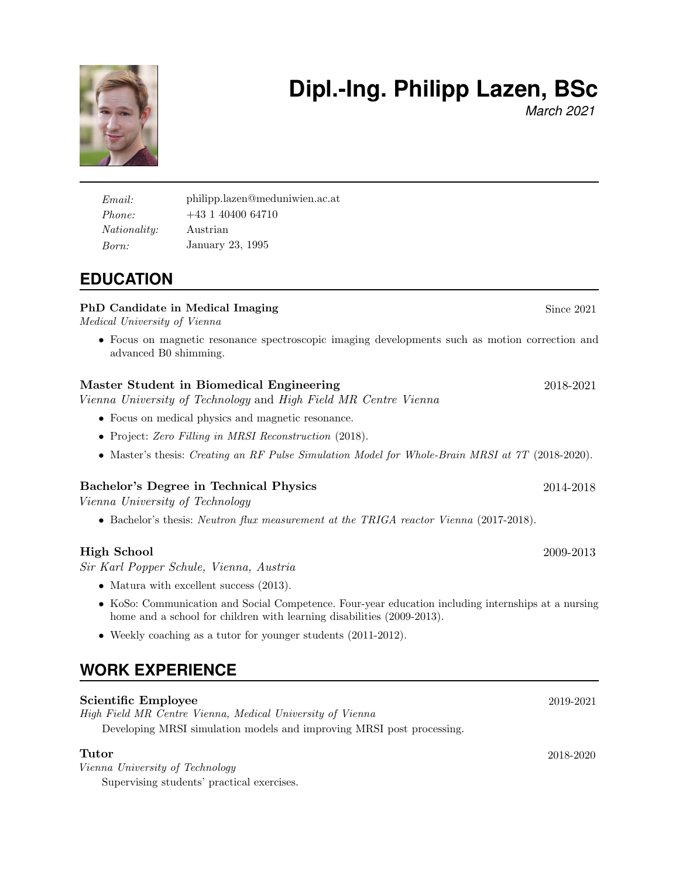# Dipl.-Ing. Philipp Lazen, BSc

*March 2021*

| | |
|---|---|
| *Email:* | philipp.lazen@meduniwien.ac.at |
| *Phone:* | +43 1 40400 64710 |
| *Nationality:* | Austrian |
| *Born:* | January 23, 1995 |

## EDUCATION

**PhD Candidate in Medical Imaging** — Since 2021
*Medical University of Vienna*

- Focus on magnetic resonance spectroscopic imaging developments such as motion correction and advanced B0 shimming.

**Master Student in Biomedical Engineering** — 2018-2021
*Vienna University of Technology* and *High Field MR Centre Vienna*

- Focus on medical physics and magnetic resonance.
- Project: *Zero Filling in MRSI Reconstruction* (2018).
- Master's thesis: *Creating an RF Pulse Simulation Model for Whole-Brain MRSI at 7T* (2018-2020).

**Bachelor's Degree in Technical Physics** — 2014-2018
*Vienna University of Technology*

- Bachelor's thesis: *Neutron flux measurement at the TRIGA reactor Vienna* (2017-2018).

**High School** — 2009-2013
*Sir Karl Popper Schule, Vienna, Austria*

- Matura with excellent success (2013).
- KoSo: Communication and Social Competence. Four-year education including internships at a nursing home and a school for children with learning disabilities (2009-2013).
- Weekly coaching as a tutor for younger students (2011-2012).

## WORK EXPERIENCE

**Scientific Employee** — 2019-2021
*High Field MR Centre Vienna, Medical University of Vienna*

Developing MRSI simulation models and improving MRSI post processing.

**Tutor** — 2018-2020
*Vienna University of Technology*

Supervising students' practical exercises.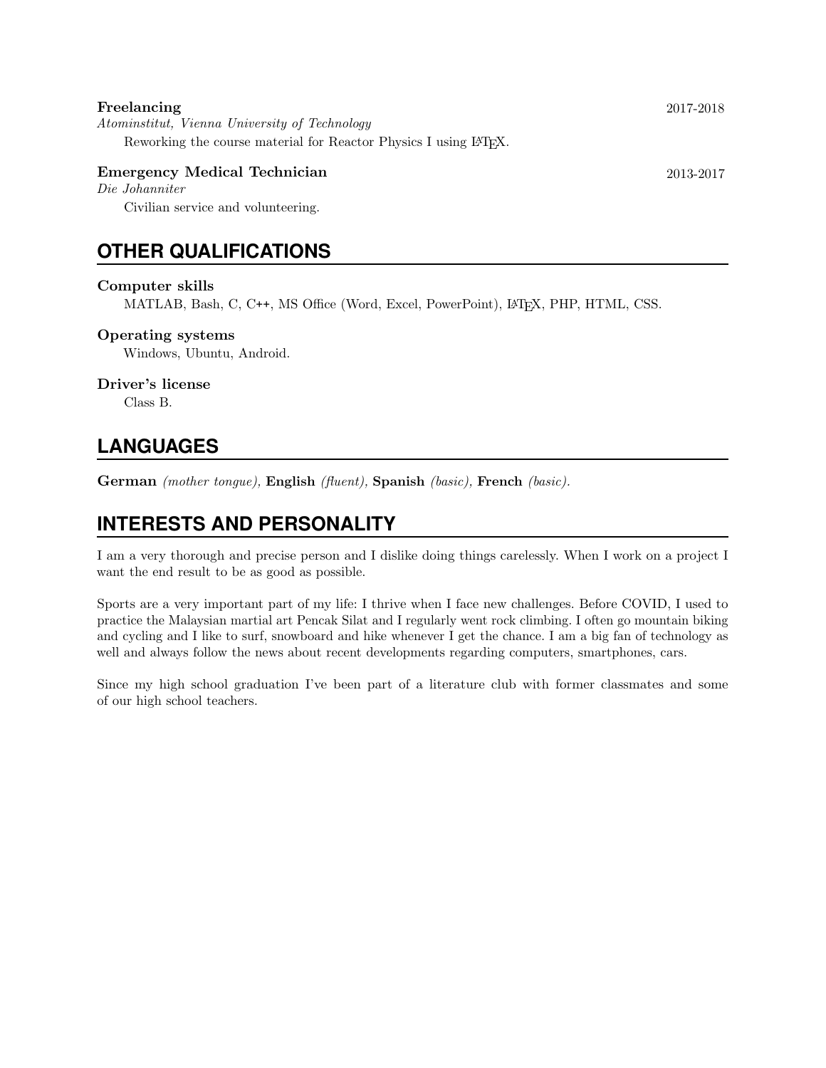**Freelancing** 2017-2018
*Atominstitut, Vienna University of Technology*
Reworking the course material for Reactor Physics I using LaTeX.

**Emergency Medical Technician** 2013-2017
*Die Johanniter*
Civilian service and volunteering.

## OTHER QUALIFICATIONS

**Computer skills**
MATLAB, Bash, C, C++, MS Office (Word, Excel, PowerPoint), LaTeX, PHP, HTML, CSS.

**Operating systems**
Windows, Ubuntu, Android.

**Driver's license**
Class B.

## LANGUAGES

**German** *(mother tongue),* **English** *(fluent),* **Spanish** *(basic),* **French** *(basic).*

## INTERESTS AND PERSONALITY

I am a very thorough and precise person and I dislike doing things carelessly. When I work on a project I want the end result to be as good as possible.

Sports are a very important part of my life: I thrive when I face new challenges. Before COVID, I used to practice the Malaysian martial art Pencak Silat and I regularly went rock climbing. I often go mountain biking and cycling and I like to surf, snowboard and hike whenever I get the chance. I am a big fan of technology as well and always follow the news about recent developments regarding computers, smartphones, cars.

Since my high school graduation I've been part of a literature club with former classmates and some of our high school teachers.